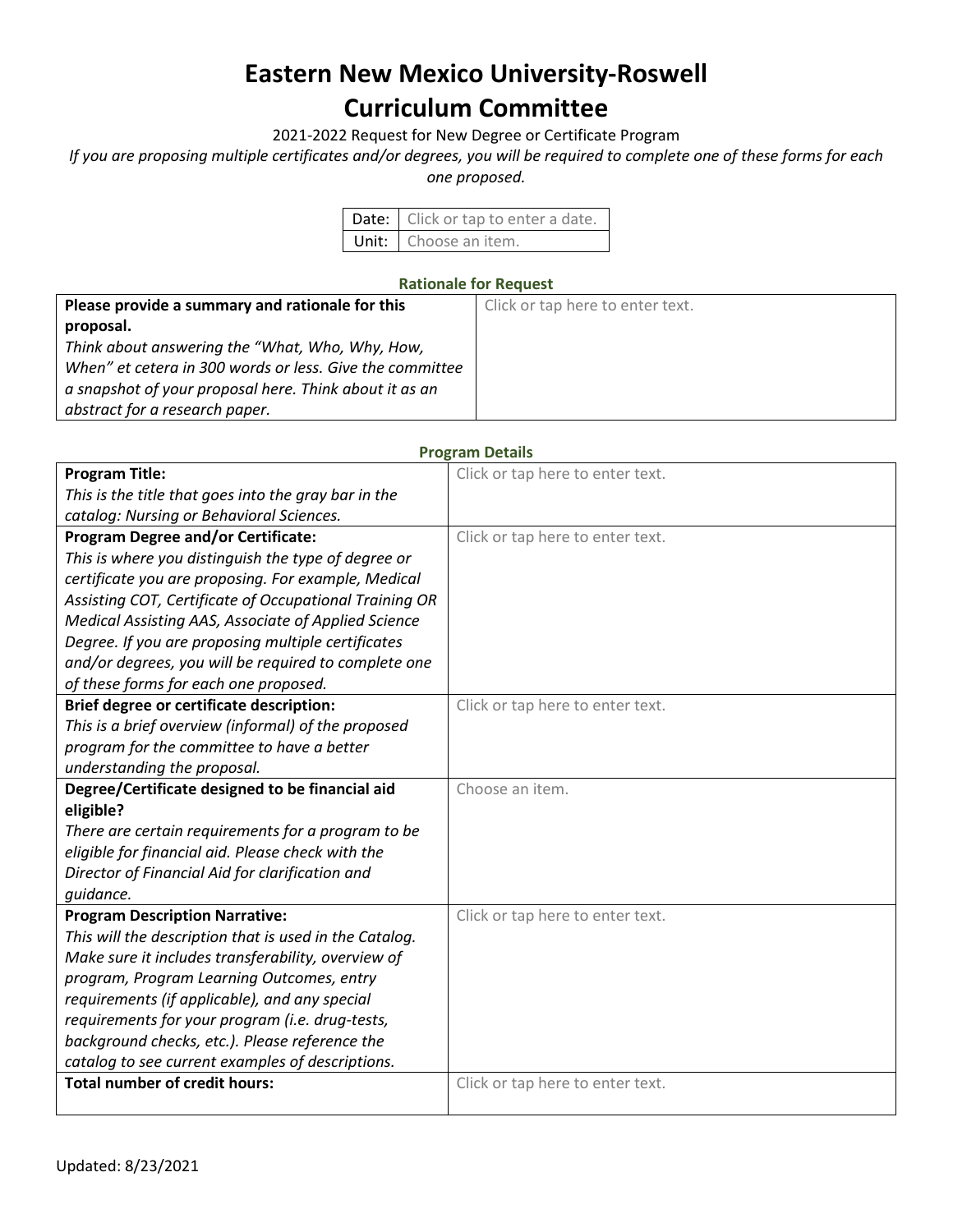# Eastern New Mexico University-Roswell
# Curriculum Committee

2021-2022 Request for New Degree or Certificate Program

*If you are proposing multiple certificates and/or degrees, you will be required to complete one of these forms for each one proposed.*

| Date: | Click or tap to enter a date. |
|---|---|
| Unit: | Choose an item. |

### Rationale for Request

| | |
|---|---|
| **Please provide a summary and rationale for this proposal.** *Think about answering the "What, Who, Why, How, When" et cetera in 300 words or less. Give the committee a snapshot of your proposal here. Think about it as an abstract for a research paper.* | Click or tap here to enter text. |

### Program Details

| | |
|---|---|
| **Program Title:** *This is the title that goes into the gray bar in the catalog: Nursing or Behavioral Sciences.* | Click or tap here to enter text. |
| **Program Degree and/or Certificate:** *This is where you distinguish the type of degree or certificate you are proposing. For example, Medical Assisting COT, Certificate of Occupational Training OR Medical Assisting AAS, Associate of Applied Science Degree. If you are proposing multiple certificates and/or degrees, you will be required to complete one of these forms for each one proposed.* | Click or tap here to enter text. |
| **Brief degree or certificate description:** *This is a brief overview (informal) of the proposed program for the committee to have a better understanding the proposal.* | Click or tap here to enter text. |
| **Degree/Certificate designed to be financial aid eligible?** *There are certain requirements for a program to be eligible for financial aid. Please check with the Director of Financial Aid for clarification and guidance.* | Choose an item. |
| **Program Description Narrative:** *This will the description that is used in the Catalog. Make sure it includes transferability, overview of program, Program Learning Outcomes, entry requirements (if applicable), and any special requirements for your program (i.e. drug-tests, background checks, etc.). Please reference the catalog to see current examples of descriptions.* | Click or tap here to enter text. |
| **Total number of credit hours:** | Click or tap here to enter text. |

Updated: 8/23/2021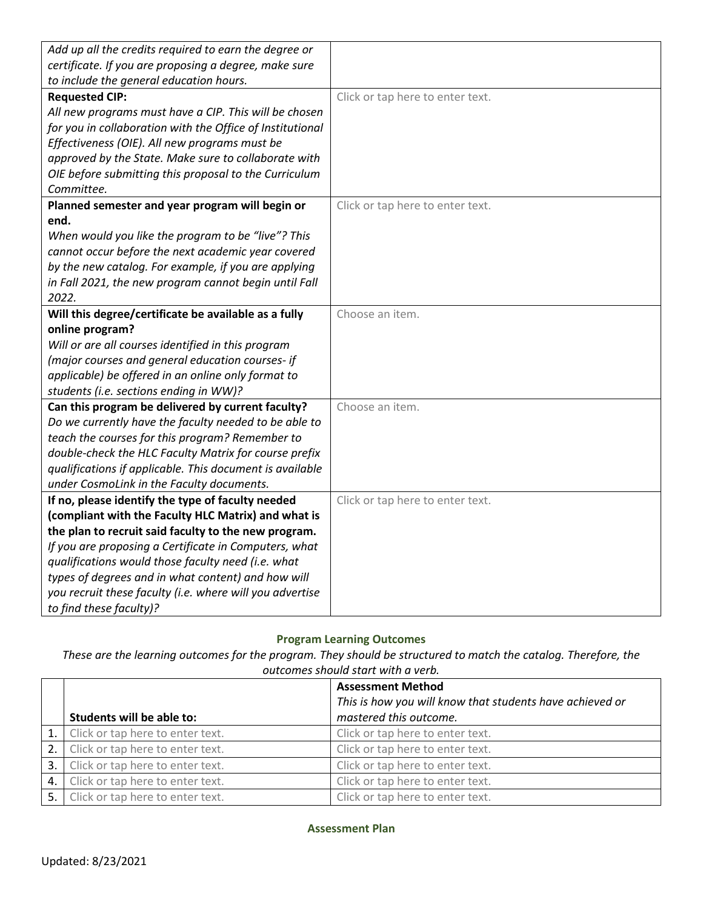| | |
|---|---|
| *Add up all the credits required to earn the degree or certificate. If you are proposing a degree, make sure to include the general education hours.* | |
| **Requested CIP:** *All new programs must have a CIP. This will be chosen for you in collaboration with the Office of Institutional Effectiveness (OIE). All new programs must be approved by the State. Make sure to collaborate with OIE before submitting this proposal to the Curriculum Committee.* | Click or tap here to enter text. |
| **Planned semester and year program will begin or end.** *When would you like the program to be "live"? This cannot occur before the next academic year covered by the new catalog. For example, if you are applying in Fall 2021, the new program cannot begin until Fall 2022.* | Click or tap here to enter text. |
| **Will this degree/certificate be available as a fully online program?** *Will or are all courses identified in this program (major courses and general education courses- if applicable) be offered in an online only format to students (i.e. sections ending in WW)?* | Choose an item. |
| **Can this program be delivered by current faculty?** *Do we currently have the faculty needed to be able to teach the courses for this program? Remember to double-check the HLC Faculty Matrix for course prefix qualifications if applicable. This document is available under CosmoLink in the Faculty documents.* | Choose an item. |
| **If no, please identify the type of faculty needed (compliant with the Faculty HLC Matrix) and what is the plan to recruit said faculty to the new program.** *If you are proposing a Certificate in Computers, what qualifications would those faculty need (i.e. what types of degrees and in what content) and how will you recruit these faculty (i.e. where will you advertise to find these faculty)?* | Click or tap here to enter text. |

## Program Learning Outcomes

*These are the learning outcomes for the program. They should be structured to match the catalog. Therefore, the outcomes should start with a verb.*

| | Students will be able to: | **Assessment Method** *This is how you will know that students have achieved or mastered this outcome.* |
|---|---|---|
| 1. | Click or tap here to enter text. | Click or tap here to enter text. |
| 2. | Click or tap here to enter text. | Click or tap here to enter text. |
| 3. | Click or tap here to enter text. | Click or tap here to enter text. |
| 4. | Click or tap here to enter text. | Click or tap here to enter text. |
| 5. | Click or tap here to enter text. | Click or tap here to enter text. |

## Assessment Plan

Updated: 8/23/2021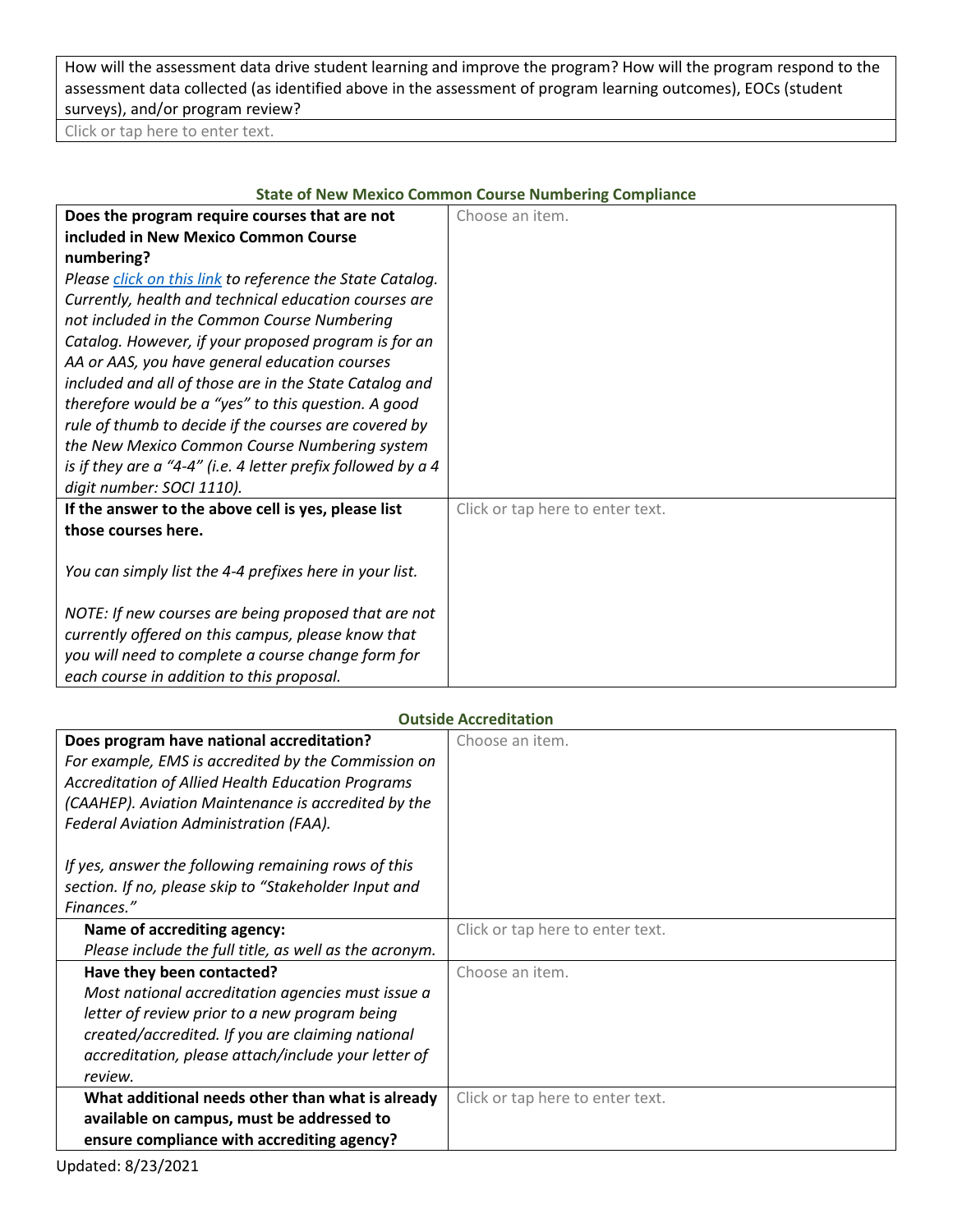| How will the assessment data drive student learning and improve the program? How will the program respond to the assessment data collected (as identified above in the assessment of program learning outcomes), EOCs (student surveys), and/or program review? |
|---|
| Click or tap here to enter text. |

**State of New Mexico Common Course Numbering Compliance**

| | |
|---|---|
| **Does the program require courses that are not included in New Mexico Common Course numbering?** *Please click on this link to reference the State Catalog. Currently, health and technical education courses are not included in the Common Course Numbering Catalog. However, if your proposed program is for an AA or AAS, you have general education courses included and all of those are in the State Catalog and therefore would be a "yes" to this question. A good rule of thumb to decide if the courses are covered by the New Mexico Common Course Numbering system is if they are a "4-4" (i.e. 4 letter prefix followed by a 4 digit number: SOCI 1110).* | Choose an item. |
| **If the answer to the above cell is yes, please list those courses here.** *You can simply list the 4-4 prefixes here in your list.* *NOTE: If new courses are being proposed that are not currently offered on this campus, please know that you will need to complete a course change form for each course in addition to this proposal.* | Click or tap here to enter text. |

**Outside Accreditation**

| | |
|---|---|
| **Does program have national accreditation?** *For example, EMS is accredited by the Commission on Accreditation of Allied Health Education Programs (CAAHEP). Aviation Maintenance is accredited by the Federal Aviation Administration (FAA).* *If yes, answer the following remaining rows of this section. If no, please skip to "Stakeholder Input and Finances."* | Choose an item. |
| **Name of accrediting agency:** *Please include the full title, as well as the acronym.* | Click or tap here to enter text. |
| **Have they been contacted?** *Most national accreditation agencies must issue a letter of review prior to a new program being created/accredited. If you are claiming national accreditation, please attach/include your letter of review.* | Choose an item. |
| **What additional needs other than what is already available on campus, must be addressed to ensure compliance with accrediting agency?** | Click or tap here to enter text. |

Updated: 8/23/2021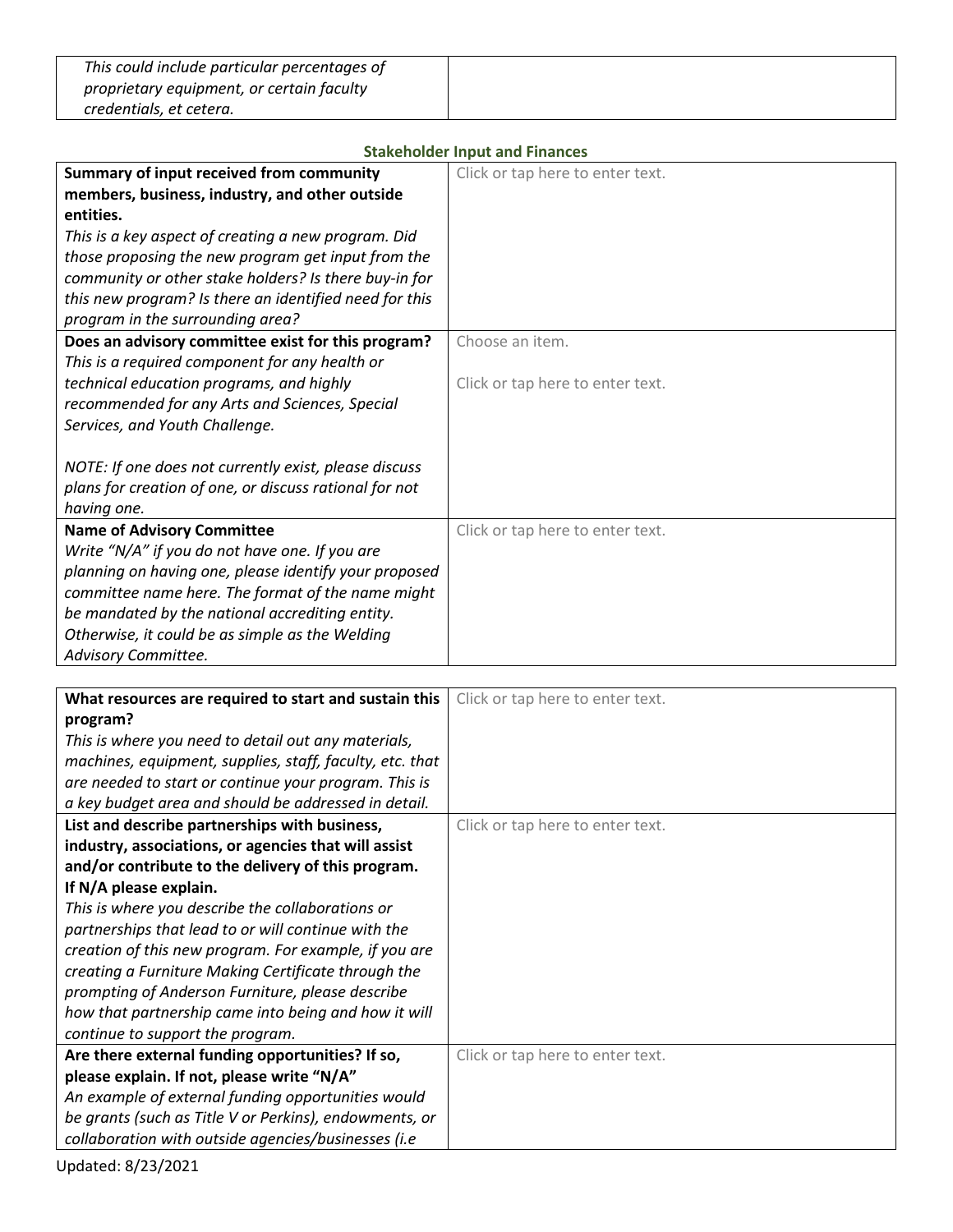| *This could include particular percentages of proprietary equipment, or certain faculty credentials, et cetera.* | |
|---|---|

**Stakeholder Input and Finances**

| **Summary of input received from community members, business, industry, and other outside entities.**<br>*This is a key aspect of creating a new program. Did those proposing the new program get input from the community or other stake holders? Is there buy-in for this new program? Is there an identified need for this program in the surrounding area?* | Click or tap here to enter text. |
|---|---|
| **Does an advisory committee exist for this program?**<br>*This is a required component for any health or technical education programs, and highly recommended for any Arts and Sciences, Special Services, and Youth Challenge.*<br><br>*NOTE: If one does not currently exist, please discuss plans for creation of one, or discuss rational for not having one.* | Choose an item.<br><br>Click or tap here to enter text. |
| **Name of Advisory Committee**<br>*Write "N/A" if you do not have one. If you are planning on having one, please identify your proposed committee name here. The format of the name might be mandated by the national accrediting entity. Otherwise, it could be as simple as the Welding Advisory Committee.* | Click or tap here to enter text. |

| **What resources are required to start and sustain this program?**<br>*This is where you need to detail out any materials, machines, equipment, supplies, staff, faculty, etc. that are needed to start or continue your program. This is a key budget area and should be addressed in detail.* | Click or tap here to enter text. |
|---|---|
| **List and describe partnerships with business, industry, associations, or agencies that will assist and/or contribute to the delivery of this program. If N/A please explain.**<br>*This is where you describe the collaborations or partnerships that lead to or will continue with the creation of this new program. For example, if you are creating a Furniture Making Certificate through the prompting of Anderson Furniture, please describe how that partnership came into being and how it will continue to support the program.* | Click or tap here to enter text. |
| **Are there external funding opportunities? If so, please explain. If not, please write "N/A"**<br>*An example of external funding opportunities would be grants (such as Title V or Perkins), endowments, or collaboration with outside agencies/businesses (i.e* | Click or tap here to enter text. |

Updated: 8/23/2021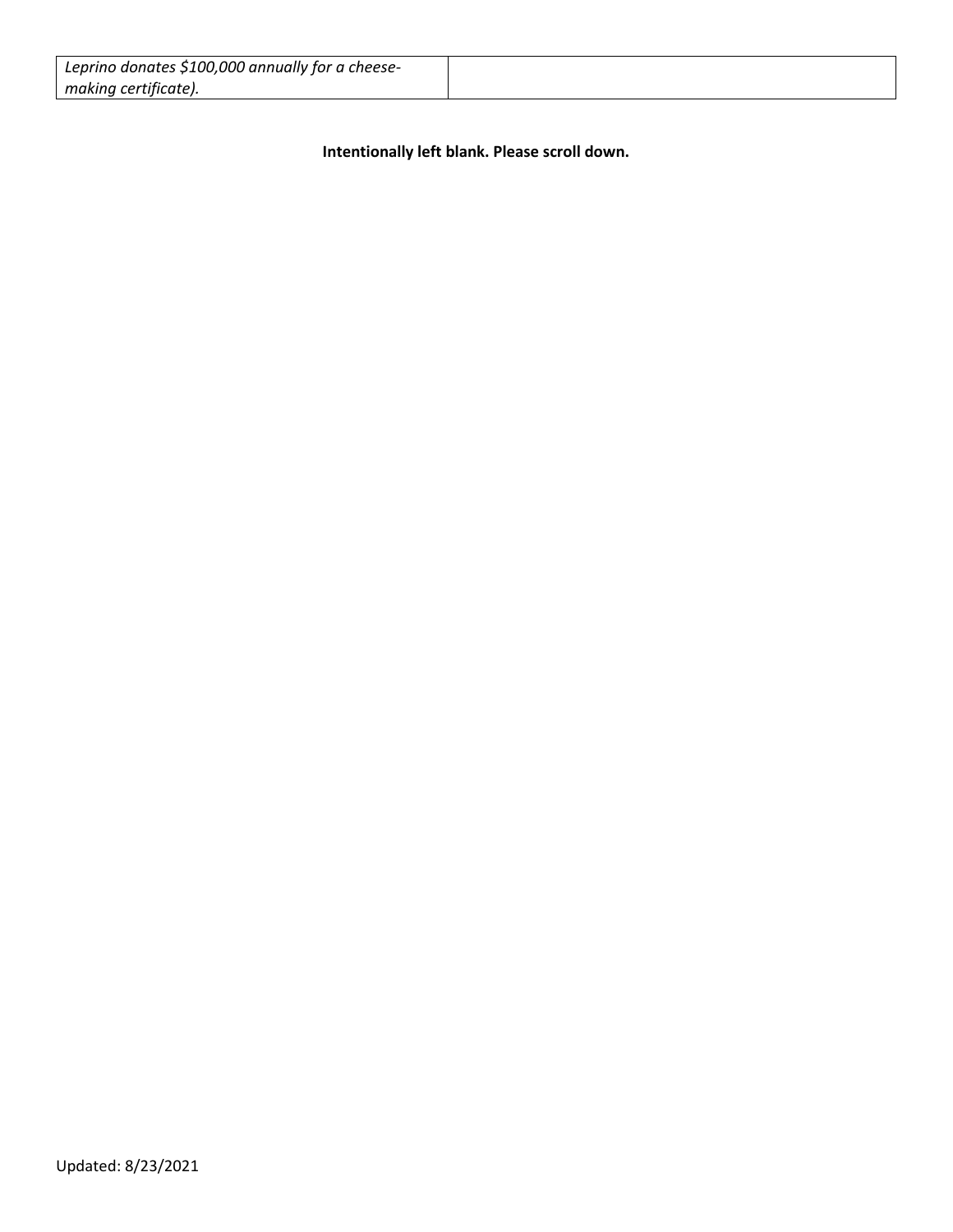| *Leprino donates $100,000 annually for a cheese-making certificate).* | |
|---|---|

**Intentionally left blank. Please scroll down.**

Updated: 8/23/2021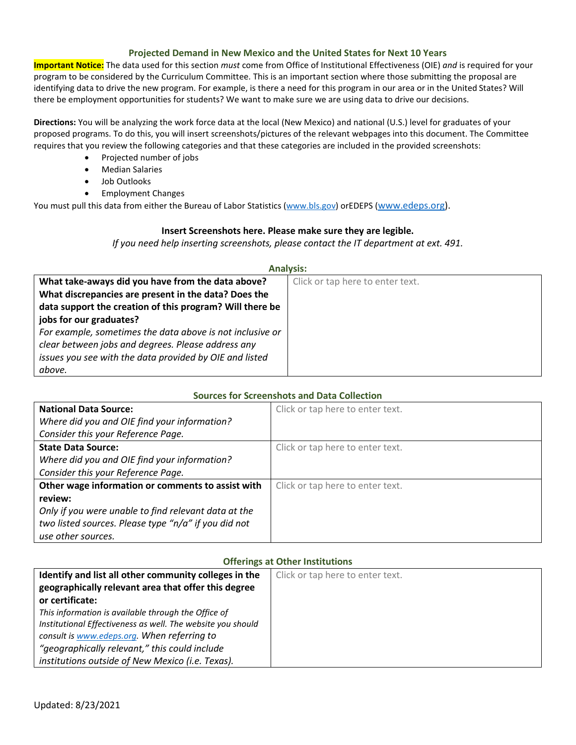## Projected Demand in New Mexico and the United States for Next 10 Years

**Important Notice:** The data used for this section *must* come from Office of Institutional Effectiveness (OIE) *and* is required for your program to be considered by the Curriculum Committee. This is an important section where those submitting the proposal are identifying data to drive the new program. For example, is there a need for this program in our area or in the United States? Will there be employment opportunities for students? We want to make sure we are using data to drive our decisions.

**Directions:** You will be analyzing the work force data at the local (New Mexico) and national (U.S.) level for graduates of your proposed programs. To do this, you will insert screenshots/pictures of the relevant webpages into this document. The Committee requires that you review the following categories and that these categories are included in the provided screenshots:

- Projected number of jobs
- Median Salaries
- Job Outlooks
- Employment Changes

You must pull this data from either the Bureau of Labor Statistics (www.bls.gov) orEDEPS (www.edeps.org).

**Insert Screenshots here. Please make sure they are legible.**

*If you need help inserting screenshots, please contact the IT department at ext. 491.*

### Analysis:

| | |
|---|---|
| **What take-aways did you have from the data above? What discrepancies are present in the data? Does the data support the creation of this program? Will there be jobs for our graduates?** *For example, sometimes the data above is not inclusive or clear between jobs and degrees. Please address any issues you see with the data provided by OIE and listed above.* | Click or tap here to enter text. |

### Sources for Screenshots and Data Collection

| | |
|---|---|
| **National Data Source:** *Where did you and OIE find your information? Consider this your Reference Page.* | Click or tap here to enter text. |
| **State Data Source:** *Where did you and OIE find your information? Consider this your Reference Page.* | Click or tap here to enter text. |
| **Other wage information or comments to assist with review:** *Only if you were unable to find relevant data at the two listed sources. Please type "n/a" if you did not use other sources.* | Click or tap here to enter text. |

### Offerings at Other Institutions

| | |
|---|---|
| **Identify and list all other community colleges in the geographically relevant area that offer this degree or certificate:** *This information is available through the Office of Institutional Effectiveness as well. The website you should consult is www.edeps.org. When referring to "geographically relevant," this could include institutions outside of New Mexico (i.e. Texas).* | Click or tap here to enter text. |

Updated: 8/23/2021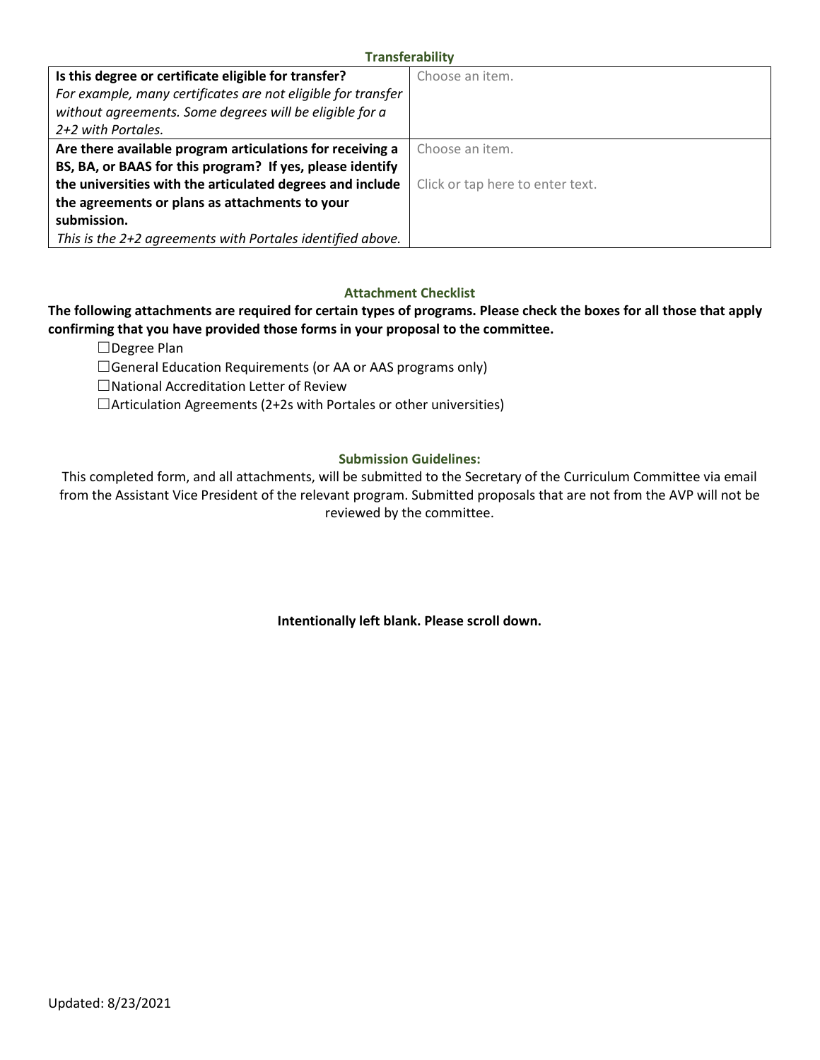### Transferability

| | |
|---|---|
| **Is this degree or certificate eligible for transfer?** *For example, many certificates are not eligible for transfer without agreements. Some degrees will be eligible for a 2+2 with Portales.* | Choose an item. |
| **Are there available program articulations for receiving a BS, BA, or BAAS for this program? If yes, please identify the universities with the articulated degrees and include the agreements or plans as attachments to your submission.** *This is the 2+2 agreements with Portales identified above.* | Choose an item.<br><br>Click or tap here to enter text. |

### Attachment Checklist

**The following attachments are required for certain types of programs. Please check the boxes for all those that apply confirming that you have provided those forms in your proposal to the committee.**

- ☐Degree Plan
- ☐General Education Requirements (or AA or AAS programs only)
- ☐National Accreditation Letter of Review
- ☐Articulation Agreements (2+2s with Portales or other universities)

### Submission Guidelines:

This completed form, and all attachments, will be submitted to the Secretary of the Curriculum Committee via email from the Assistant Vice President of the relevant program. Submitted proposals that are not from the AVP will not be reviewed by the committee.

**Intentionally left blank. Please scroll down.**

Updated: 8/23/2021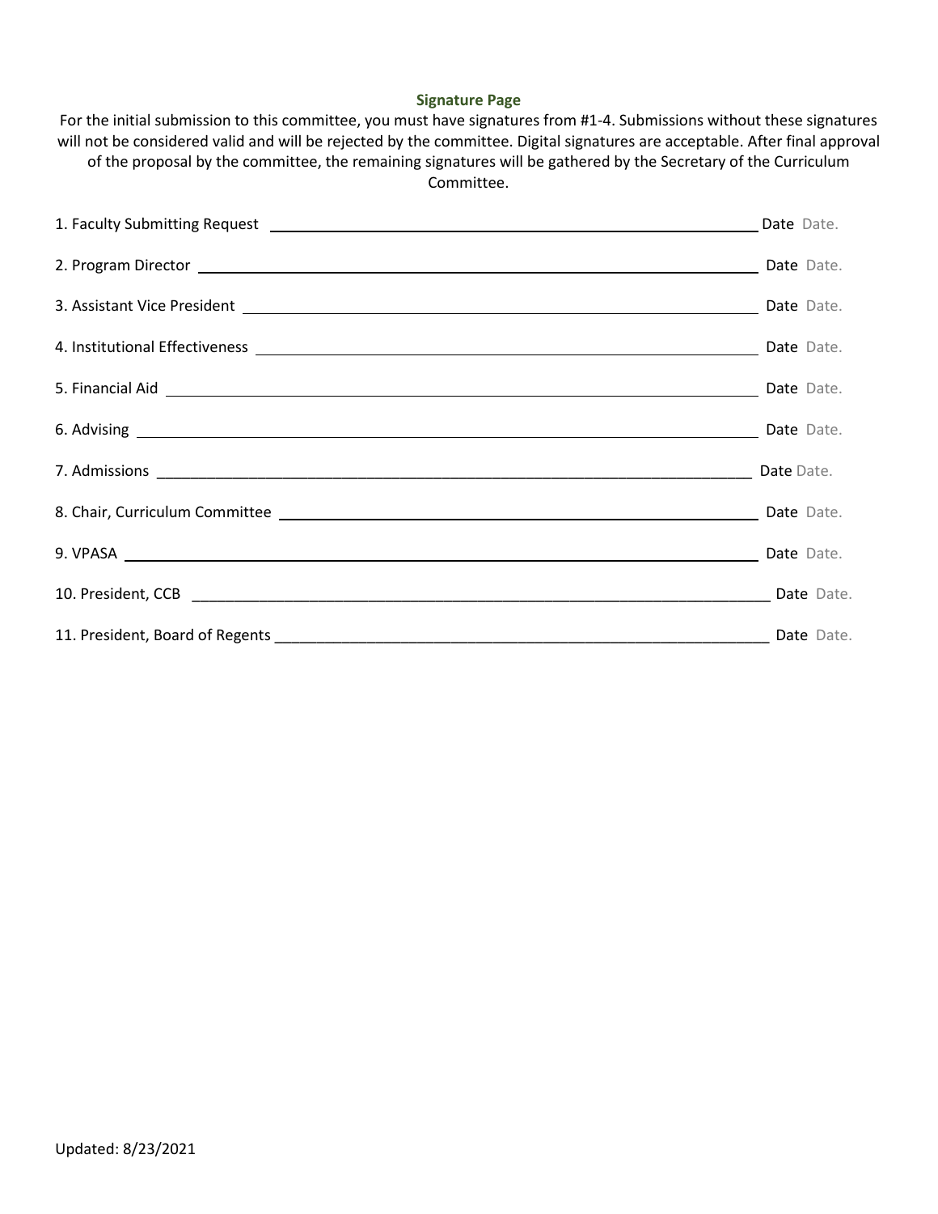**Signature Page**

For the initial submission to this committee, you must have signatures from #1-4. Submissions without these signatures will not be considered valid and will be rejected by the committee. Digital signatures are acceptable. After final approval of the proposal by the committee, the remaining signatures will be gathered by the Secretary of the Curriculum Committee.

1. Faculty Submitting Request ______________________________ Date Date.

2. Program Director ______________________________ Date Date.

3. Assistant Vice President ______________________________ Date Date.

4. Institutional Effectiveness ______________________________ Date Date.

5. Financial Aid ______________________________ Date Date.

6. Advising ______________________________ Date Date.

7. Admissions ______________________________ Date Date.

8. Chair, Curriculum Committee ______________________________ Date Date.

9. VPASA ______________________________ Date Date.

10. President, CCB ______________________________ Date Date.

11. President, Board of Regents ______________________________ Date Date.

Updated: 8/23/2021